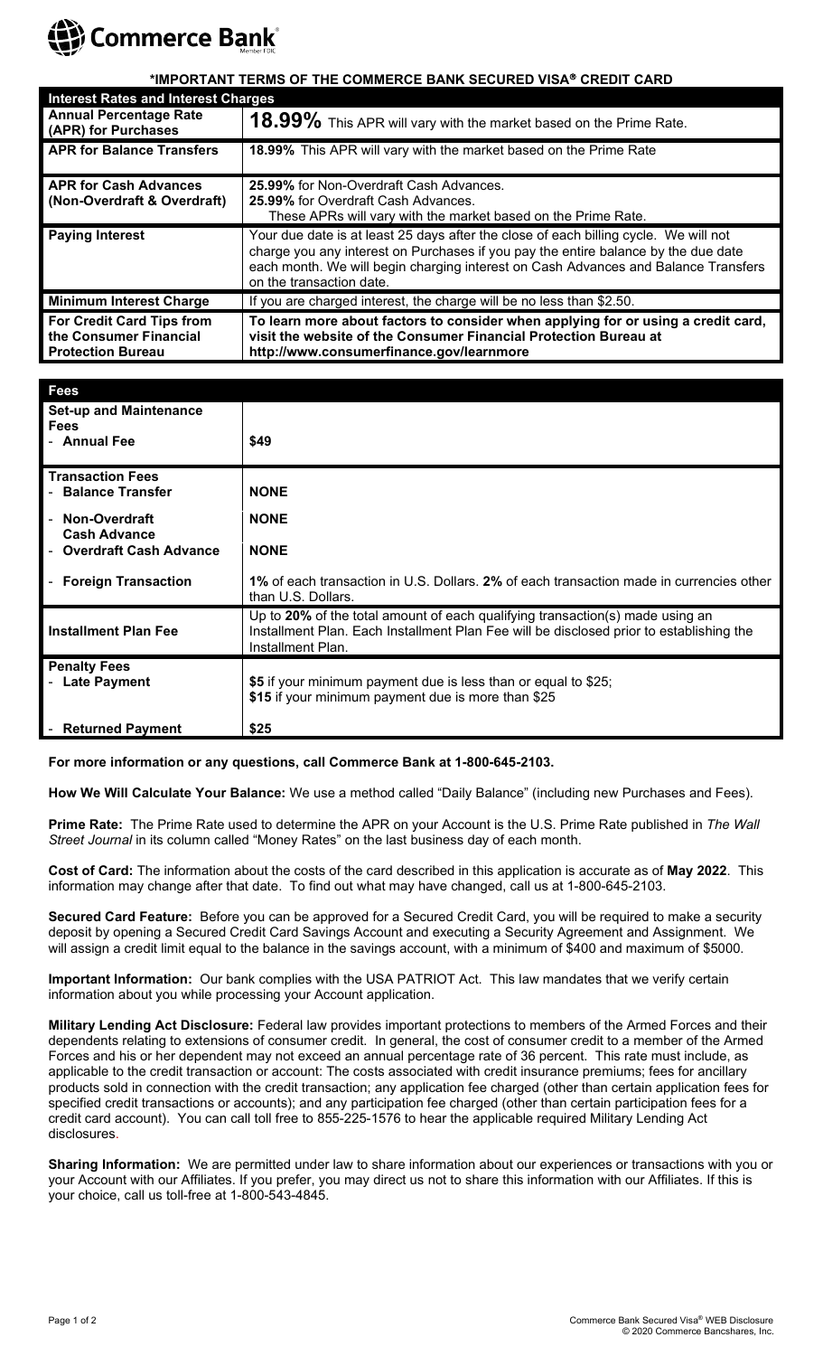Commerce Bank

## *IMPORTANT TERMS OF THE COMMERCE BANK SECURED VISA® CREDIT CARD

| Interest Rates and Interest Charges | |
|---|---|
| **Annual Percentage Rate (APR) for Purchases** | **18.99%** This APR will vary with the market based on the Prime Rate. |
| **APR for Balance Transfers** | **18.99%** This APR will vary with the market based on the Prime Rate |
| **APR for Cash Advances (Non-Overdraft & Overdraft)** | **25.99%** for Non-Overdraft Cash Advances.<br>**25.99%** for Overdraft Cash Advances.<br>These APRs will vary with the market based on the Prime Rate. |
| **Paying Interest** | Your due date is at least 25 days after the close of each billing cycle. We will not charge you any interest on Purchases if you pay the entire balance by the due date each month. We will begin charging interest on Cash Advances and Balance Transfers on the transaction date. |
| **Minimum Interest Charge** | If you are charged interest, the charge will be no less than $2.50. |
| **For Credit Card Tips from the Consumer Financial Protection Bureau** | **To learn more about factors to consider when applying for or using a credit card, visit the website of the Consumer Financial Protection Bureau at http://www.consumerfinance.gov/learnmore** |

| Fees | |
|---|---|
| **Set-up and Maintenance Fees**<br>- **Annual Fee** | **$49** |
| **Transaction Fees**<br>- **Balance Transfer** | **NONE** |
| - **Non-Overdraft Cash Advance** | **NONE** |
| - **Overdraft Cash Advance** | **NONE** |
| - **Foreign Transaction** | **1%** of each transaction in U.S. Dollars. **2%** of each transaction made in currencies other than U.S. Dollars. |
| **Installment Plan Fee** | Up to **20%** of the total amount of each qualifying transaction(s) made using an Installment Plan. Each Installment Plan Fee will be disclosed prior to establishing the Installment Plan. |
| **Penalty Fees**<br>- **Late Payment** | **$5** if your minimum payment due is less than or equal to $25;<br>**$15** if your minimum payment due is more than $25 |
| - **Returned Payment** | **$25** |

**For more information or any questions, call Commerce Bank at 1-800-645-2103.**

**How We Will Calculate Your Balance:** We use a method called "Daily Balance" (including new Purchases and Fees).

**Prime Rate:** The Prime Rate used to determine the APR on your Account is the U.S. Prime Rate published in *The Wall Street Journal* in its column called "Money Rates" on the last business day of each month.

**Cost of Card:** The information about the costs of the card described in this application is accurate as of **May 2022**. This information may change after that date. To find out what may have changed, call us at 1-800-645-2103.

**Secured Card Feature:** Before you can be approved for a Secured Credit Card, you will be required to make a security deposit by opening a Secured Credit Card Savings Account and executing a Security Agreement and Assignment. We will assign a credit limit equal to the balance in the savings account, with a minimum of $400 and maximum of $5000.

**Important Information:** Our bank complies with the USA PATRIOT Act. This law mandates that we verify certain information about you while processing your Account application.

**Military Lending Act Disclosure:** Federal law provides important protections to members of the Armed Forces and their dependents relating to extensions of consumer credit. In general, the cost of consumer credit to a member of the Armed Forces and his or her dependent may not exceed an annual percentage rate of 36 percent. This rate must include, as applicable to the credit transaction or account: The costs associated with credit insurance premiums; fees for ancillary products sold in connection with the credit transaction; any application fee charged (other than certain application fees for specified credit transactions or accounts); and any participation fee charged (other than certain participation fees for a credit card account). You can call toll free to 855-225-1576 to hear the applicable required Military Lending Act disclosures.

**Sharing Information:** We are permitted under law to share information about our experiences or transactions with you or your Account with our Affiliates. If you prefer, you may direct us not to share this information with our Affiliates. If this is your choice, call us toll-free at 1-800-543-4845.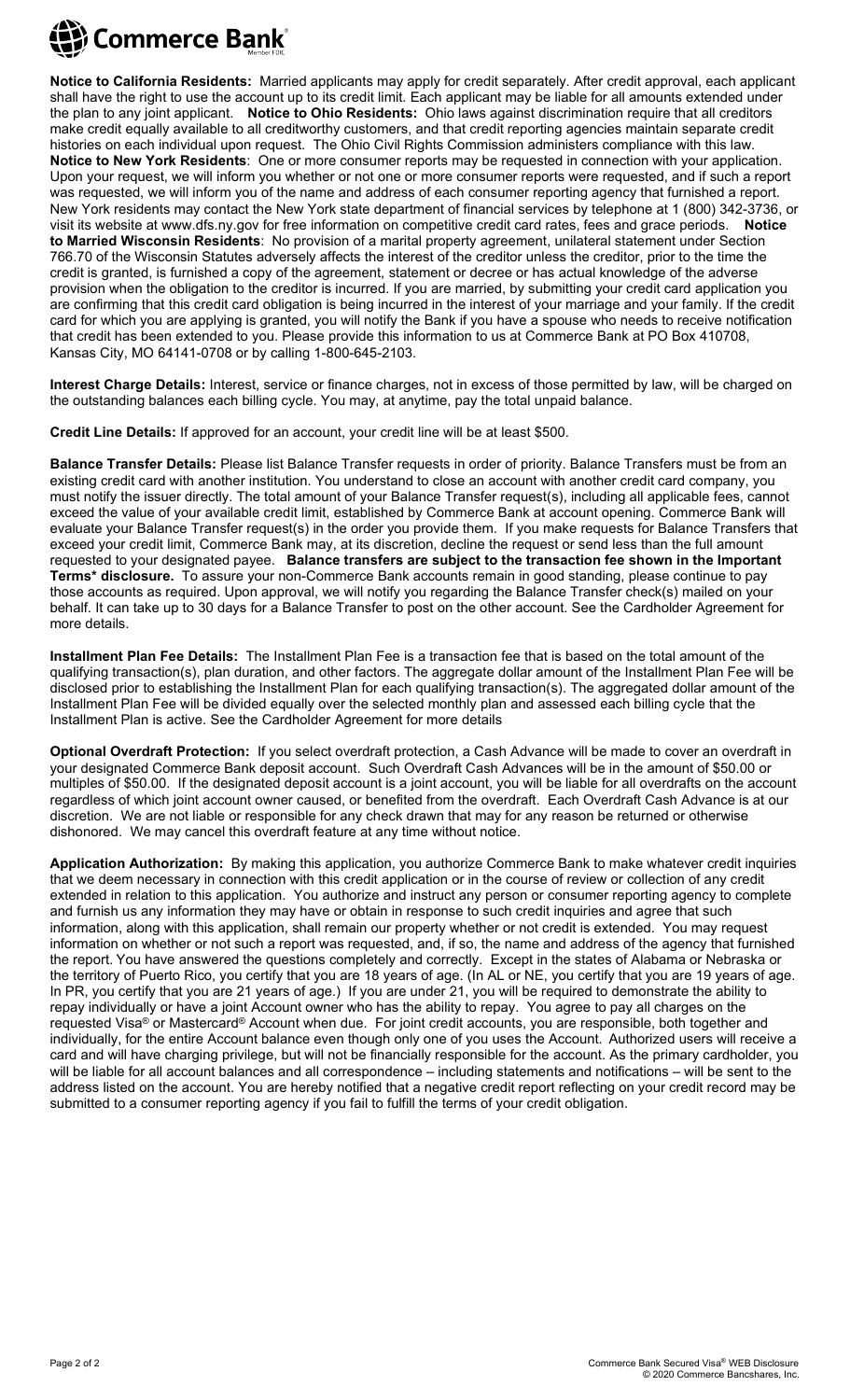**Notice to California Residents:** Married applicants may apply for credit separately. After credit approval, each applicant shall have the right to use the account up to its credit limit. Each applicant may be liable for all amounts extended under the plan to any joint applicant. **Notice to Ohio Residents:** Ohio laws against discrimination require that all creditors make credit equally available to all creditworthy customers, and that credit reporting agencies maintain separate credit histories on each individual upon request. The Ohio Civil Rights Commission administers compliance with this law. **Notice to New York Residents**: One or more consumer reports may be requested in connection with your application. Upon your request, we will inform you whether or not one or more consumer reports were requested, and if such a report was requested, we will inform you of the name and address of each consumer reporting agency that furnished a report. New York residents may contact the New York state department of financial services by telephone at 1 (800) 342-3736, or visit its website at www.dfs.ny.gov for free information on competitive credit card rates, fees and grace periods. **Notice to Married Wisconsin Residents**: No provision of a marital property agreement, unilateral statement under Section 766.70 of the Wisconsin Statutes adversely affects the interest of the creditor unless the creditor, prior to the time the credit is granted, is furnished a copy of the agreement, statement or decree or has actual knowledge of the adverse provision when the obligation to the creditor is incurred. If you are married, by submitting your credit card application you are confirming that this credit card obligation is being incurred in the interest of your marriage and your family. If the credit card for which you are applying is granted, you will notify the Bank if you have a spouse who needs to receive notification that credit has been extended to you. Please provide this information to us at Commerce Bank at PO Box 410708, Kansas City, MO 64141-0708 or by calling 1-800-645-2103.

**Interest Charge Details:** Interest, service or finance charges, not in excess of those permitted by law, will be charged on the outstanding balances each billing cycle. You may, at anytime, pay the total unpaid balance.

**Credit Line Details:** If approved for an account, your credit line will be at least $500.

**Balance Transfer Details:** Please list Balance Transfer requests in order of priority. Balance Transfers must be from an existing credit card with another institution. You understand to close an account with another credit card company, you must notify the issuer directly. The total amount of your Balance Transfer request(s), including all applicable fees, cannot exceed the value of your available credit limit, established by Commerce Bank at account opening. Commerce Bank will evaluate your Balance Transfer request(s) in the order you provide them. If you make requests for Balance Transfers that exceed your credit limit, Commerce Bank may, at its discretion, decline the request or send less than the full amount requested to your designated payee. **Balance transfers are subject to the transaction fee shown in the Important Terms* disclosure.** To assure your non-Commerce Bank accounts remain in good standing, please continue to pay those accounts as required. Upon approval, we will notify you regarding the Balance Transfer check(s) mailed on your behalf. It can take up to 30 days for a Balance Transfer to post on the other account. See the Cardholder Agreement for more details.

**Installment Plan Fee Details:** The Installment Plan Fee is a transaction fee that is based on the total amount of the qualifying transaction(s), plan duration, and other factors. The aggregate dollar amount of the Installment Plan Fee will be disclosed prior to establishing the Installment Plan for each qualifying transaction(s). The aggregated dollar amount of the Installment Plan Fee will be divided equally over the selected monthly plan and assessed each billing cycle that the Installment Plan is active. See the Cardholder Agreement for more details

**Optional Overdraft Protection:** If you select overdraft protection, a Cash Advance will be made to cover an overdraft in your designated Commerce Bank deposit account. Such Overdraft Cash Advances will be in the amount of $50.00 or multiples of $50.00. If the designated deposit account is a joint account, you will be liable for all overdrafts on the account regardless of which joint account owner caused, or benefited from the overdraft. Each Overdraft Cash Advance is at our discretion. We are not liable or responsible for any check drawn that may for any reason be returned or otherwise dishonored. We may cancel this overdraft feature at any time without notice.

**Application Authorization:** By making this application, you authorize Commerce Bank to make whatever credit inquiries that we deem necessary in connection with this credit application or in the course of review or collection of any credit extended in relation to this application. You authorize and instruct any person or consumer reporting agency to complete and furnish us any information they may have or obtain in response to such credit inquiries and agree that such information, along with this application, shall remain our property whether or not credit is extended. You may request information on whether or not such a report was requested, and, if so, the name and address of the agency that furnished the report. You have answered the questions completely and correctly. Except in the states of Alabama or Nebraska or the territory of Puerto Rico, you certify that you are 18 years of age. (In AL or NE, you certify that you are 19 years of age. In PR, you certify that you are 21 years of age.) If you are under 21, you will be required to demonstrate the ability to repay individually or have a joint Account owner who has the ability to repay. You agree to pay all charges on the requested Visa® or Mastercard® Account when due. For joint credit accounts, you are responsible, both together and individually, for the entire Account balance even though only one of you uses the Account. Authorized users will receive a card and will have charging privilege, but will not be financially responsible for the account. As the primary cardholder, you will be liable for all account balances and all correspondence – including statements and notifications – will be sent to the address listed on the account. You are hereby notified that a negative credit report reflecting on your credit record may be submitted to a consumer reporting agency if you fail to fulfill the terms of your credit obligation.

Commerce Bank Secured Visa® WEB Disclosure
© 2020 Commerce Bancshares, Inc.